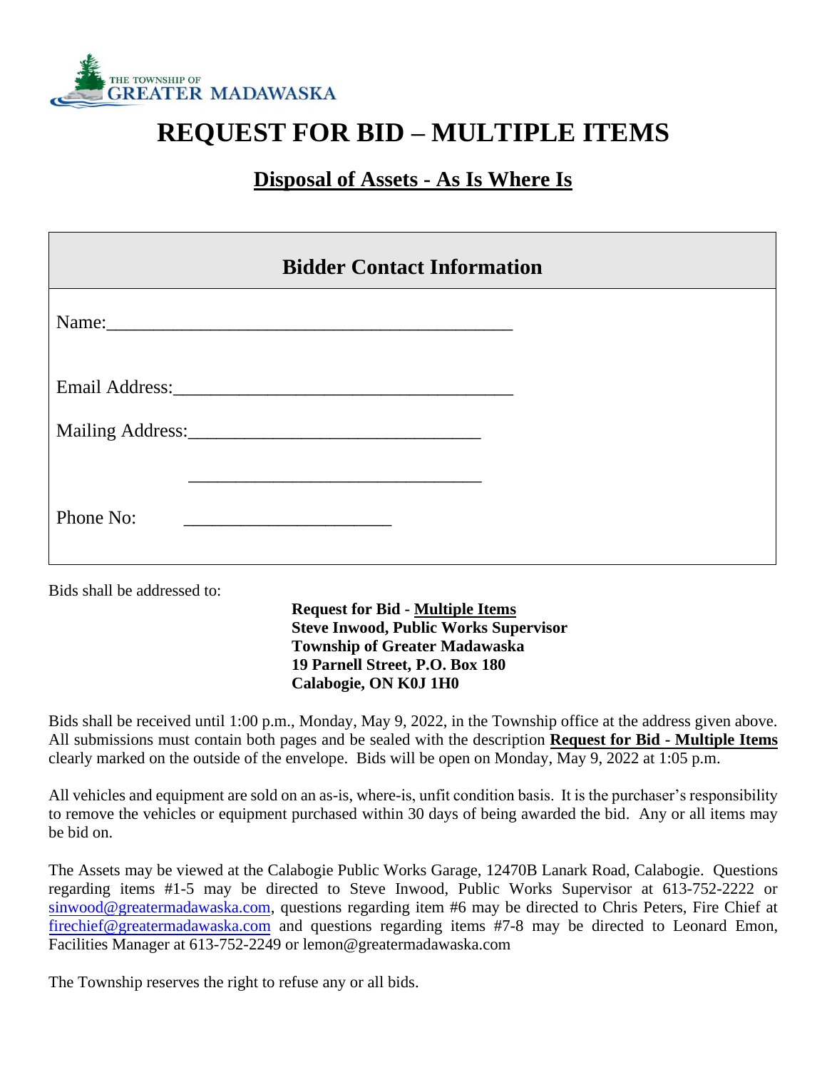THE TOWNSHIP OF GREATER MADAWASKA

# REQUEST FOR BID – MULTIPLE ITEMS

## Disposal of Assets - As Is Where Is

| Bidder Contact Information |
|---|
| Name:_____________________________________________ |
| Email Address:____________________________________ |
| Mailing Address:_______________________________ |
| _______________________________ |
| Phone No: ______________________ |

Bids shall be addressed to:

**Request for Bid - Multiple Items**
**Steve Inwood, Public Works Supervisor**
**Township of Greater Madawaska**
**19 Parnell Street, P.O. Box 180**
**Calabogie, ON K0J 1H0**

Bids shall be received until 1:00 p.m., Monday, May 9, 2022, in the Township office at the address given above. All submissions must contain both pages and be sealed with the description **Request for Bid - Multiple Items** clearly marked on the outside of the envelope. Bids will be open on Monday, May 9, 2022 at 1:05 p.m.

All vehicles and equipment are sold on an as-is, where-is, unfit condition basis. It is the purchaser's responsibility to remove the vehicles or equipment purchased within 30 days of being awarded the bid. Any or all items may be bid on.

The Assets may be viewed at the Calabogie Public Works Garage, 12470B Lanark Road, Calabogie. Questions regarding items #1-5 may be directed to Steve Inwood, Public Works Supervisor at 613-752-2222 or sinwood@greatermadawaska.com, questions regarding item #6 may be directed to Chris Peters, Fire Chief at firechief@greatermadawaska.com and questions regarding items #7-8 may be directed to Leonard Emon, Facilities Manager at 613-752-2249 or lemon@greatermadawaska.com

The Township reserves the right to refuse any or all bids.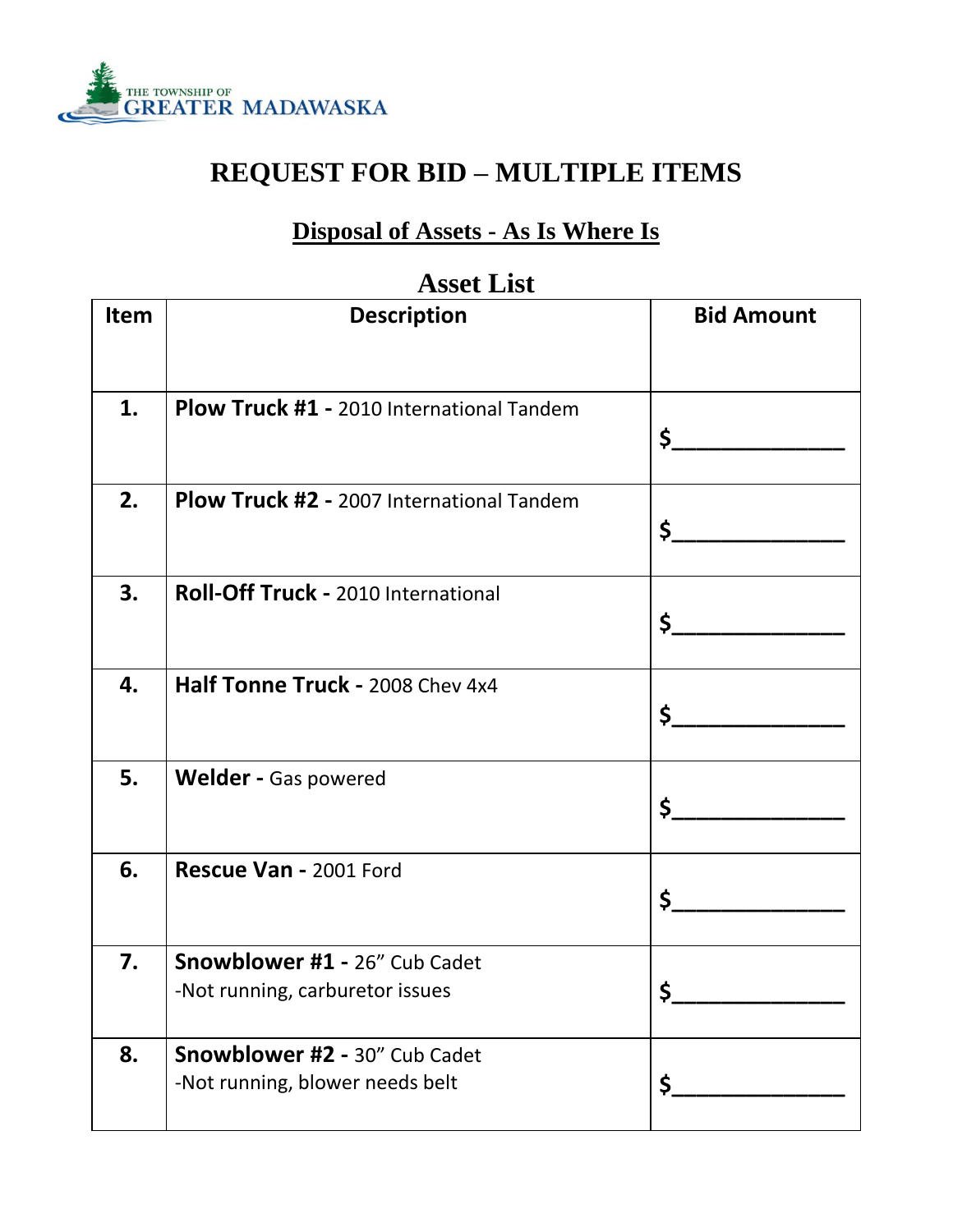THE TOWNSHIP OF GREATER MADAWASKA

# REQUEST FOR BID – MULTIPLE ITEMS

## Disposal of Assets - As Is Where Is

### Asset List

| Item | Description | Bid Amount |
|---|---|---|
| 1. | **Plow Truck #1 -** 2010 International Tandem | $______________ |
| 2. | **Plow Truck #2 -** 2007 International Tandem | $______________ |
| 3. | **Roll-Off Truck -** 2010 International | $______________ |
| 4. | **Half Tonne Truck -** 2008 Chev 4x4 | $______________ |
| 5. | **Welder -** Gas powered | $______________ |
| 6. | **Rescue Van -** 2001 Ford | $______________ |
| 7. | **Snowblower #1 -** 26" Cub Cadet<br>-Not running, carburetor issues | $______________ |
| 8. | **Snowblower #2 -** 30" Cub Cadet<br>-Not running, blower needs belt | $______________ |